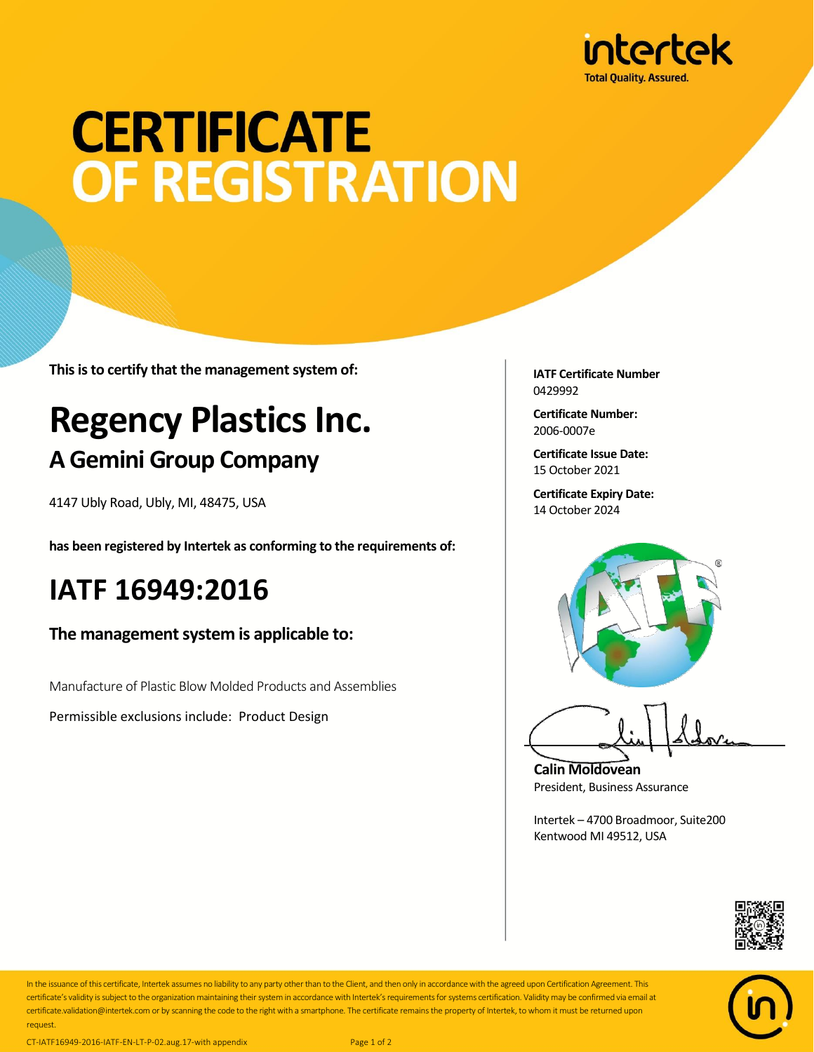# CERTIFICATE OF REGISTRATION

**This is to certify that the management system of:**

## Regency Plastics Inc.

### A Gemini Group Company

4147 Ubly Road, Ubly, MI, 48475, USA

**has been registered by Intertek as conforming to the requirements of:**

## IATF 16949:2016

**The management system is applicable to:**

Manufacture of Plastic Blow Molded Products and Assemblies

Permissible exclusions include: Product Design

**IATF Certificate Number**
0429992

**Certificate Number:**
2006-0007e

**Certificate Issue Date:**
15 October 2021

**Certificate Expiry Date:**
14 October 2024

**Calin Moldovean**
President, Business Assurance

Intertek – 4700 Broadmoor, Suite200
Kentwood MI 49512, USA

In the issuance of this certificate, Intertek assumes no liability to any party other than to the Client, and then only in accordance with the agreed upon Certification Agreement. This certificate's validity is subject to the organization maintaining their system in accordance with Intertek's requirements for systems certification. Validity may be confirmed via email at certificate.validation@intertek.com or by scanning the code to the right with a smartphone. The certificate remains the property of Intertek, to whom it must be returned upon request.

CT-IATF16949-2016-IATF-EN-LT-P-02.aug.17-with appendix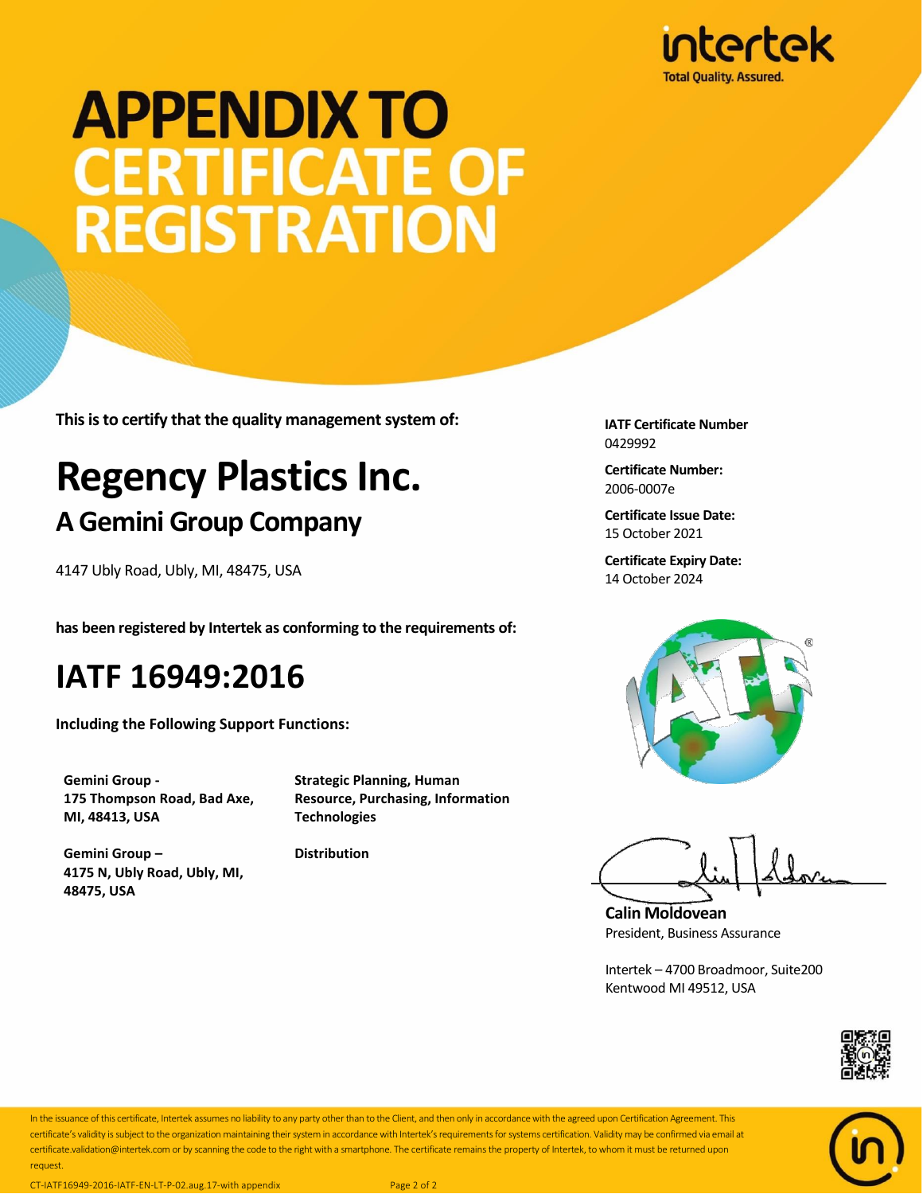intertek
Total Quality. Assured.

# APPENDIX TO CERTIFICATE OF REGISTRATION

**This is to certify that the quality management system of:**

## Regency Plastics Inc.
### A Gemini Group Company

4147 Ubly Road, Ubly, MI, 48475, USA

**has been registered by Intertek as conforming to the requirements of:**

## IATF 16949:2016

**Including the Following Support Functions:**

| | |
|---|---|
| **Gemini Group - 175 Thompson Road, Bad Axe, MI, 48413, USA** | **Strategic Planning, Human Resource, Purchasing, Information Technologies** |
| **Gemini Group – 4175 N, Ubly Road, Ubly, MI, 48475, USA** | **Distribution** |

**IATF Certificate Number**
0429992

**Certificate Number:**
2006-0007e

**Certificate Issue Date:**
15 October 2021

**Certificate Expiry Date:**
14 October 2024

**Calin Moldovean**
President, Business Assurance

Intertek – 4700 Broadmoor, Suite200
Kentwood MI 49512, USA

In the issuance of this certificate, Intertek assumes no liability to any party other than to the Client, and then only in accordance with the agreed upon Certification Agreement. This certificate's validity is subject to the organization maintaining their system in accordance with Intertek's requirements for systems certification. Validity may be confirmed via email at certificate.validation@intertek.com or by scanning the code to the right with a smartphone. The certificate remains the property of Intertek, to whom it must be returned upon request.

CT-IATF16949-2016-IATF-EN-LT-P-02.aug.17-with appendix